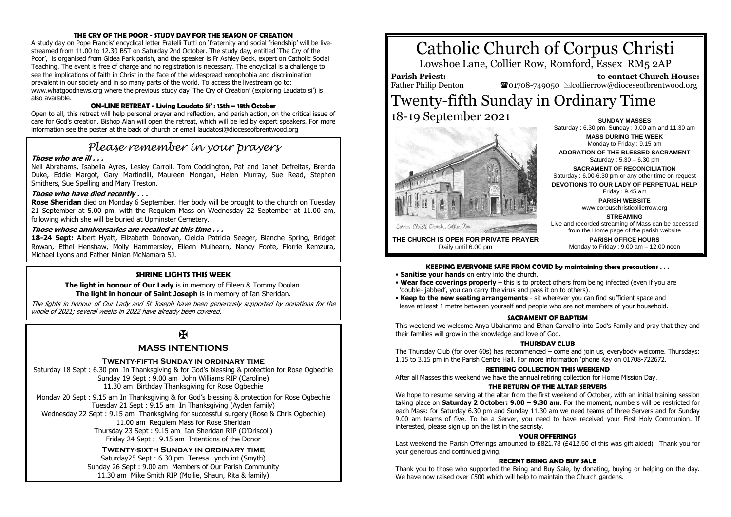# Catholic Church of Corpus Christi

Lowshoe Lane, Collier Row, Romford, Essex RM5 2AP

**Parish Priest:** Father Philip Denton

**to contact Church House:** ☎01708-749050 ✉collierrow@dioceseofbrentwood.org

# Twenty-fifth Sunday in Ordinary Time

## 18-19 September 2021

Corpus Christi Church, Collier Row

**THE CHURCH IS OPEN FOR PRIVATE PRAYER**
Daily until 6.00 pm

**SUNDAY MASSES**
Saturday : 6.30 pm, Sunday : 9.00 am and 11.30 am

**MASS DURING THE WEEK**
Monday to Friday : 9.15 am

**ADORATION OF THE BLESSED SACRAMENT**
Saturday : 5.30 – 6.30 pm

**SACRAMENT OF RECONCILIATION**
Saturday : 6.00-6.30 pm or any other time on request

**DEVOTIONS TO OUR LADY OF PERPETUAL HELP**
Friday : 9.45 am

**PARISH WEBSITE**
www.corpuschristicollierrow.org

**STREAMING**
Live and recorded streaming of Mass can be accessed from the Home page of the parish website

**PARISH OFFICE HOURS**
Monday to Friday : 9.00 am – 12.00 noon

### KEEPING EVERYONE SAFE FROM COVID by maintaining these precautions . . .

- **Sanitise your hands** on entry into the church.
- **Wear face coverings properly** – this is to protect others from being infected (even if you are 'double- jabbed', you can carry the virus and pass it on to others).
- **Keep to the new seating arrangements** - sit wherever you can find sufficient space and leave at least 1 metre between yourself and people who are not members of your household.

### SACRAMENT OF BAPTISM

This weekend we welcome Anya Ubakanmo and Ethan Carvalho into God's Family and pray that they and their families will grow in the knowledge and love of God.

### THURSDAY CLUB

The Thursday Club (for over 60s) has recommenced – come and join us, everybody welcome. Thursdays: 1.15 to 3.15 pm in the Parish Centre Hall. For more information 'phone Kay on 01708-722672.

### RETIRING COLLECTION THIS WEEKEND

After all Masses this weekend we have the annual retiring collection for Home Mission Day.

### THE RETURN OF THE ALTAR SERVERS

We hope to resume serving at the altar from the first weekend of October, with an initial training session taking place on **Saturday 2 October: 9.00 – 9.30 am**. For the moment, numbers will be restricted for each Mass: for Saturday 6.30 pm and Sunday 11.30 am we need teams of three Servers and for Sunday 9.00 am teams of five. To be a Server, you need to have received your First Holy Communion. If interested, please sign up on the list in the sacristy.

### YOUR OFFERINGS

Last weekend the Parish Offerings amounted to £821.78 (£412.50 of this was gift aided). Thank you for your generous and continued giving.

### RECENT BRING AND BUY SALE

Thank you to those who supported the Bring and Buy Sale, by donating, buying or helping on the day. We have now raised over £500 which will help to maintain the Church gardens.

### THE CRY OF THE POOR - STUDY DAY FOR THE SEASON OF CREATION

A study day on Pope Francis' encyclical letter Fratelli Tutti on 'fraternity and social friendship' will be live-streamed from 11.00 to 12.30 BST on Saturday 2nd October. The study day, entitled 'The Cry of the Poor', is organised from Gidea Park parish, and the speaker is Fr Ashley Beck, expert on Catholic Social Teaching. The event is free of charge and no registration is necessary. The encyclical is a challenge to see the implications of faith in Christ in the face of the widespread xenophobia and discrimination prevalent in our society and in so many parts of the world. To access the livestream go to: www.whatgoodnews.org where the previous study day 'The Cry of Creation' (exploring Laudato si') is also available.

### ON-LINE RETREAT - Living Laudato Si' : 15th – 18th October

Open to all, this retreat will help personal prayer and reflection, and parish action, on the critical issue of care for God's creation. Bishop Alan will open the retreat, which will be led by expert speakers. For more information see the poster at the back of church or email laudatosi@dioceseofbrentwood.org

## *Please remember in your prayers*

***Those who are ill . . .***

Neil Abrahams, Isabella Ayres, Lesley Carroll, Tom Coddington, Pat and Janet Defreitas, Brenda Duke, Eddie Margot, Gary Martindill, Maureen Mongan, Helen Murray, Sue Read, Stephen Smithers, Sue Spelling and Mary Treston.

***Those who have died recently . . .***

**Rose Sheridan** died on Monday 6 September. Her body will be brought to the church on Tuesday 21 September at 5.00 pm, with the Requiem Mass on Wednesday 22 September at 11.00 am, following which she will be buried at Upminster Cemetery.

***Those whose anniversaries are recalled at this time . . .***

**18-24 Sept:** Albert Hyatt, Elizabeth Donovan, Clelcia Patricia Seeger, Blanche Spring, Bridget Rowan, Ethel Henshaw, Molly Hammersley, Eileen Mulhearn, Nancy Foote, Florrie Kemzura, Michael Lyons and Father Ninian McNamara SJ.

### SHRINE LIGHTS THIS WEEK

**The light in honour of Our Lady** is in memory of Eileen & Tommy Doolan.
**The light in honour of Saint Joseph** is in memory of Ian Sheridan.

*The lights in honour of Our Lady and St Joseph have been generously supported by donations for the whole of 2021; several weeks in 2022 have already been covered.*

✠

### MASS INTENTIONS

**Twenty-fifth Sunday in ordinary time**

Saturday 18 Sept : 6.30 pm In Thanksgiving & for God's blessing & protection for Rose Ogbechie
Sunday 19 Sept : 9.00 am John Williams RIP (Caroline)
11.30 am Birthday Thanksgiving for Rose Ogbechie

Monday 20 Sept : 9.15 am In Thanksgiving & for God's blessing & protection for Rose Ogbechie
Tuesday 21 Sept : 9.15 am In Thanksgiving (Ayden family)
Wednesday 22 Sept : 9.15 am Thanksgiving for successful surgery (Rose & Chris Ogbechie)
11.00 am Requiem Mass for Rose Sheridan
Thursday 23 Sept : 9.15 am Ian Sheridan RIP (O'Driscoll)
Friday 24 Sept : 9.15 am Intentions of the Donor

**Twenty-sixth Sunday in ordinary time**

Saturday25 Sept : 6.30 pm Teresa Lynch int (Smyth)
Sunday 26 Sept : 9.00 am Members of Our Parish Community
11.30 am Mike Smith RIP (Mollie, Shaun, Rita & family)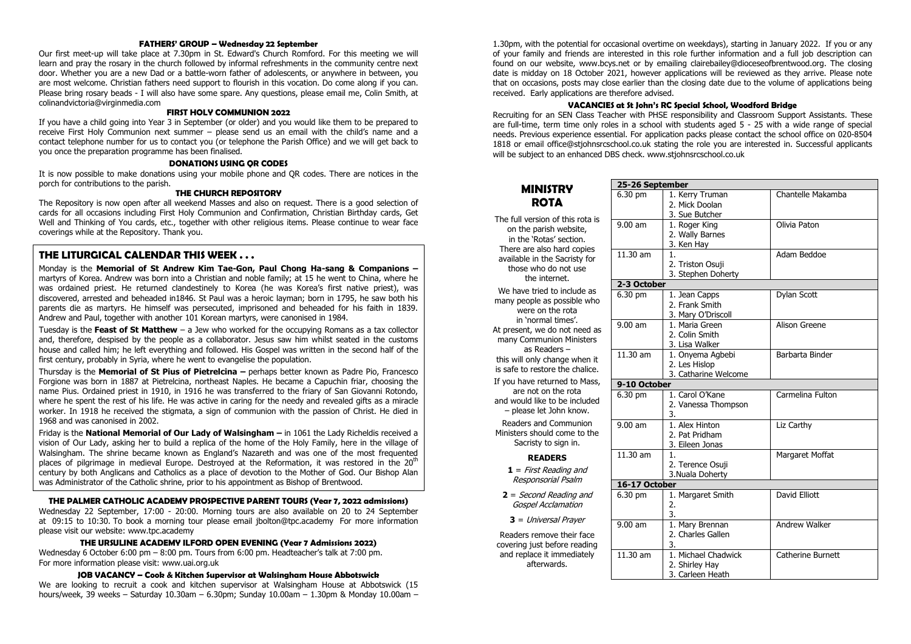### FATHERS' GROUP – Wednesday 22 September

Our first meet-up will take place at 7.30pm in St. Edward's Church Romford. For this meeting we will learn and pray the rosary in the church followed by informal refreshments in the community centre next door. Whether you are a new Dad or a battle-worn father of adolescents, or anywhere in between, you are most welcome. Christian fathers need support to flourish in this vocation. Do come along if you can. Please bring rosary beads - I will also have some spare. Any questions, please email me, Colin Smith, at colinandvictoria@virginmedia.com

### FIRST HOLY COMMUNION 2022

If you have a child going into Year 3 in September (or older) and you would like them to be prepared to receive First Holy Communion next summer – please send us an email with the child's name and a contact telephone number for us to contact you (or telephone the Parish Office) and we will get back to you once the preparation programme has been finalised.

### DONATIONS USING QR CODES

It is now possible to make donations using your mobile phone and QR codes. There are notices in the porch for contributions to the parish.

### THE CHURCH REPOSITORY

The Repository is now open after all weekend Masses and also on request. There is a good selection of cards for all occasions including First Holy Communion and Confirmation, Christian Birthday cards, Get Well and Thinking of You cards, etc., together with other religious items. Please continue to wear face coverings while at the Repository. Thank you.

## THE LITURGICAL CALENDAR THIS WEEK . . .

Monday is the **Memorial of St Andrew Kim Tae-Gon, Paul Chong Ha-sang & Companions –** martyrs of Korea. Andrew was born into a Christian and noble family; at 15 he went to China, where he was ordained priest. He returned clandestinely to Korea (he was Korea's first native priest), was discovered, arrested and beheaded in1846. St Paul was a heroic layman; born in 1795, he saw both his parents die as martyrs. He himself was persecuted, imprisoned and beheaded for his faith in 1839. Andrew and Paul, together with another 101 Korean martyrs, were canonised in 1984.

Tuesday is the **Feast of St Matthew** – a Jew who worked for the occupying Romans as a tax collector and, therefore, despised by the people as a collaborator. Jesus saw him whilst seated in the customs house and called him; he left everything and followed. His Gospel was written in the second half of the first century, probably in Syria, where he went to evangelise the population.

Thursday is the **Memorial of St Pius of Pietrelcina –** perhaps better known as Padre Pio, Francesco Forgione was born in 1887 at Pietrelcina, northeast Naples. He became a Capuchin friar, choosing the name Pius. Ordained priest in 1910, in 1916 he was transferred to the friary of San Giovanni Rotondo, where he spent the rest of his life. He was active in caring for the needy and revealed gifts as a miracle worker. In 1918 he received the stigmata, a sign of communion with the passion of Christ. He died in 1968 and was canonised in 2002.

Friday is the **National Memorial of Our Lady of Walsingham –** in 1061 the Lady Richeldis received a vision of Our Lady, asking her to build a replica of the home of the Holy Family, here in the village of Walsingham. The shrine became known as England's Nazareth and was one of the most frequented places of pilgrimage in medieval Europe. Destroyed at the Reformation, it was restored in the 20th century by both Anglicans and Catholics as a place of devotion to the Mother of God. Our Bishop Alan was Administrator of the Catholic shrine, prior to his appointment as Bishop of Brentwood.

### THE PALMER CATHOLIC ACADEMY PROSPECTIVE PARENT TOURS (Year 7, 2022 admissions)

Wednesday 22 September, 17:00 - 20:00. Morning tours are also available on 20 to 24 September at 09:15 to 10:30. To book a morning tour please email jbolton@tpc.academy For more information please visit our website: www.tpc.academy

### THE URSULINE ACADEMY ILFORD OPEN EVENING (Year 7 Admissions 2022)

Wednesday 6 October 6:00 pm – 8:00 pm. Tours from 6:00 pm. Headteacher's talk at 7:00 pm. For more information please visit: www.uai.org.uk

### JOB VACANCY – Cook & Kitchen Supervisor at Walsingham House Abbotswick

We are looking to recruit a cook and kitchen supervisor at Walsingham House at Abbotswick (15 hours/week, 39 weeks – Saturday 10.30am – 6.30pm; Sunday 10.00am – 1.30pm & Monday 10.00am – 1.30pm, with the potential for occasional overtime on weekdays), starting in January 2022. If you or any of your family and friends are interested in this role further information and a full job description can found on our website, www.bcys.net or by emailing clairebailey@dioceseofbrentwood.org. The closing date is midday on 18 October 2021, however applications will be reviewed as they arrive. Please note that on occasions, posts may close earlier than the closing date due to the volume of applications being received. Early applications are therefore advised.

### VACANCIES at St John's RC Special School, Woodford Bridge

Recruiting for an SEN Class Teacher with PHSE responsibility and Classroom Support Assistants. These are full-time, term time only roles in a school with students aged 5 - 25 with a wide range of special needs. Previous experience essential. For application packs please contact the school office on 020-8504 1818 or email office@stjohnsrcschool.co.uk stating the role you are interested in. Successful applicants will be subject to an enhanced DBS check. www.stjohnsrcschool.co.uk

## MINISTRY ROTA

The full version of this rota is on the parish website, in the 'Rotas' section. There are also hard copies available in the Sacristy for those who do not use the internet.

We have tried to include as many people as possible who were on the rota in 'normal times'. At present, we do not need as many Communion Ministers as Readers – this will only change when it is safe to restore the chalice.

If you have returned to Mass, are not on the rota and would like to be included – please let John know.

Readers and Communion Ministers should come to the Sacristy to sign in.

**READERS**

**1** = *First Reading and Responsorial Psalm*

**2** = *Second Reading and Gospel Acclamation*

**3** = *Universal Prayer*

Readers remove their face covering just before reading and replace it immediately afterwards.

| | | |
|---|---|---|
| **25-26 September** | | |
| 6.30 pm | 1. Kerry Truman<br>2. Mick Doolan<br>3. Sue Butcher | Chantelle Makamba |
| 9.00 am | 1. Roger King<br>2. Wally Barnes<br>3. Ken Hay | Olivia Paton |
| 11.30 am | 1.<br>2. Triston Osuji<br>3. Stephen Doherty | Adam Beddoe |
| **2-3 October** | | |
| 6.30 pm | 1. Jean Capps<br>2. Frank Smith<br>3. Mary O'Driscoll | Dylan Scott |
| 9.00 am | 1. Maria Green<br>2. Colin Smith<br>3. Lisa Walker | Alison Greene |
| 11.30 am | 1. Onyema Agbebi<br>2. Les Hislop<br>3. Catharine Welcome | Barbarta Binder |
| **9-10 October** | | |
| 6.30 pm | 1. Carol O'Kane<br>2. Vanessa Thompson<br>3. | Carmelina Fulton |
| 9.00 am | 1. Alex Hinton<br>2. Pat Pridham<br>3. Eileen Jonas | Liz Carthy |
| 11.30 am | 1.<br>2. Terence Osuji<br>3.Nuala Doherty | Margaret Moffat |
| **16-17 October** | | |
| 6.30 pm | 1. Margaret Smith<br>2.<br>3. | David Elliott |
| 9.00 am | 1. Mary Brennan<br>2. Charles Gallen<br>3. | Andrew Walker |
| 11.30 am | 1. Michael Chadwick<br>2. Shirley Hay<br>3. Carleen Heath | Catherine Burnett |